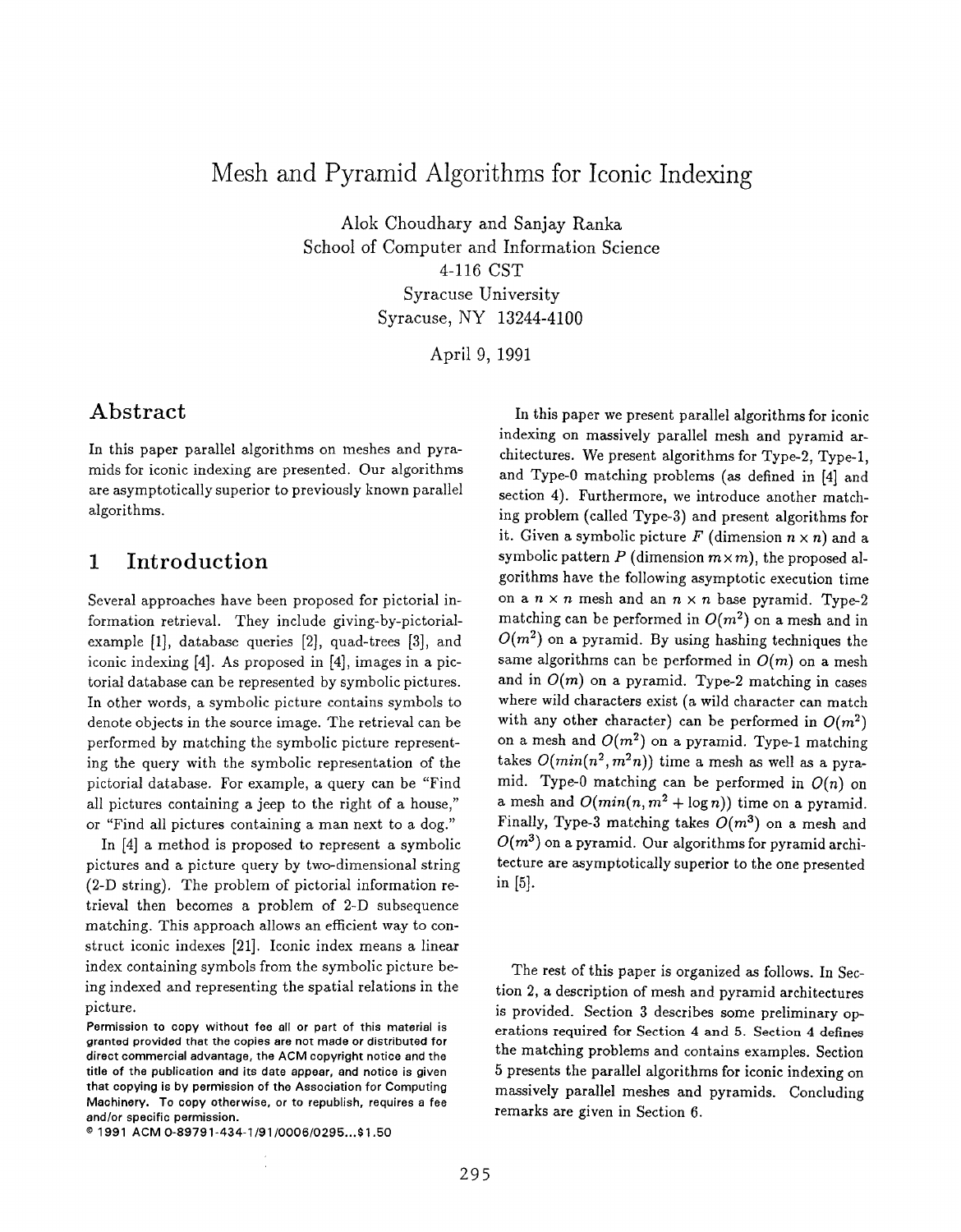# Mesh and Pyramid Algorithms for Iconic Indexing

Alok Choudhary and Sanjay Ranka
School of Computer and Information Science
4-116 CST
Syracuse University
Syracuse, NY 13244-4100

April 9, 1991

## Abstract

In this paper parallel algorithms on meshes and pyramids for iconic indexing are presented. Our algorithms are asymptotically superior to previously known parallel algorithms.

## 1 Introduction

Several approaches have been proposed for pictorial information retrieval. They include giving-by-pictorial-example [1], database queries [2], quad-trees [3], and iconic indexing [4]. As proposed in [4], images in a pictorial database can be represented by symbolic pictures. In other words, a symbolic picture contains symbols to denote objects in the source image. The retrieval can be performed by matching the symbolic picture representing the query with the symbolic representation of the pictorial database. For example, a query can be "Find all pictures containing a jeep to the right of a house," or "Find all pictures containing a man next to a dog."

In [4] a method is proposed to represent a symbolic pictures and a picture query by two-dimensional string (2-D string). The problem of pictorial information retrieval then becomes a problem of 2-D subsequence matching. This approach allows an efficient way to construct iconic indexes [21]. Iconic index means a linear index containing symbols from the symbolic picture being indexed and representing the spatial relations in the picture.

Permission to copy without fee all or part of this material is granted provided that the copies are not made or distributed for direct commercial advantage, the ACM copyright notice and the title of the publication and its date appear, and notice is given that copying is by permission of the Association for Computing Machinery. To copy otherwise, or to republish, requires a fee and/or specific permission.

© 1991 ACM 0-89791-434-1/91/0006/0295...$1.50

In this paper we present parallel algorithms for iconic indexing on massively parallel mesh and pyramid architectures. We present algorithms for Type-2, Type-1, and Type-0 matching problems (as defined in [4] and section 4). Furthermore, we introduce another matching problem (called Type-3) and present algorithms for it. Given a symbolic picture $F$ (dimension $n \times n$) and a symbolic pattern $P$ (dimension $m \times m$), the proposed algorithms have the following asymptotic execution time on a $n \times n$ mesh and an $n \times n$ base pyramid. Type-2 matching can be performed in $O(m^2)$ on a mesh and in $O(m^2)$ on a pyramid. By using hashing techniques the same algorithms can be performed in $O(m)$ on a mesh and in $O(m)$ on a pyramid. Type-2 matching in cases where wild characters exist (a wild character can match with any other character) can be performed in $O(m^2)$ on a mesh and $O(m^2)$ on a pyramid. Type-1 matching takes $O(min(n^2, m^2 n))$ time a mesh as well as a pyramid. Type-0 matching can be performed in $O(n)$ on a mesh and $O(min(n, m^2 + \log n))$ time on a pyramid. Finally, Type-3 matching takes $O(m^3)$ on a mesh and $O(m^3)$ on a pyramid. Our algorithms for pyramid architecture are asymptotically superior to the one presented in [5].

The rest of this paper is organized as follows. In Section 2, a description of mesh and pyramid architectures is provided. Section 3 describes some preliminary operations required for Section 4 and 5. Section 4 defines the matching problems and contains examples. Section 5 presents the parallel algorithms for iconic indexing on massively parallel meshes and pyramids. Concluding remarks are given in Section 6.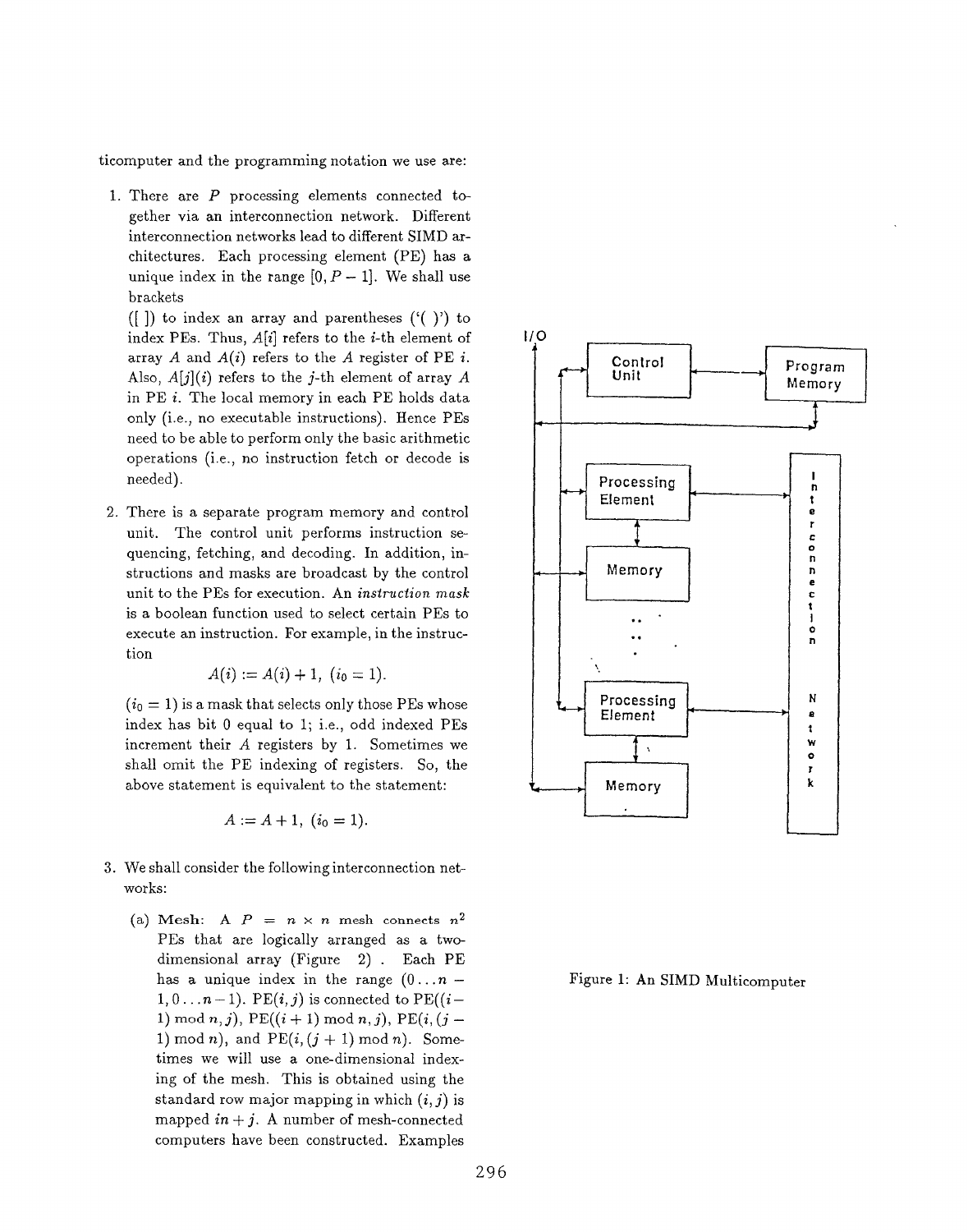ticomputer and the programming notation we use are:

1. There are $P$ processing elements connected together via an interconnection network. Different interconnection networks lead to different SIMD architectures. Each processing element (PE) has a unique index in the range $[0, P-1]$. We shall use brackets ([ ]) to index an array and parentheses ('( )') to index PEs. Thus, $A[i]$ refers to the $i$-th element of array $A$ and $A(i)$ refers to the $A$ register of PE $i$. Also, $A[j](i)$ refers to the $j$-th element of array $A$ in PE $i$. The local memory in each PE holds data only (i.e., no executable instructions). Hence PEs need to be able to perform only the basic arithmetic operations (i.e., no instruction fetch or decode is needed).

2. There is a separate program memory and control unit. The control unit performs instruction sequencing, fetching, and decoding. In addition, instructions and masks are broadcast by the control unit to the PEs for execution. An *instruction mask* is a boolean function used to select certain PEs to execute an instruction. For example, in the instruction

$$A(i) := A(i) + 1, \ (i_0 = 1).$$

$(i_0 = 1)$ is a mask that selects only those PEs whose index has bit 0 equal to 1; i.e., odd indexed PEs increment their $A$ registers by 1. Sometimes we shall omit the PE indexing of registers. So, the above statement is equivalent to the statement:

$$A := A + 1, \ (i_0 = 1).$$

3. We shall consider the following interconnection networks:

   (a) **Mesh:** A $P = n \times n$ mesh connects $n^2$ PEs that are logically arranged as a two-dimensional array (Figure 2) . Each PE has a unique index in the range $(0 \ldots n-1, 0 \ldots n-1)$. PE$(i,j)$ is connected to PE$((i-1) \bmod n, j)$, PE$((i+1) \bmod n, j)$, PE$(i, (j-1) \bmod n)$, and PE$(i, (j+1) \bmod n)$. Sometimes we will use a one-dimensional indexing of the mesh. This is obtained using the standard row major mapping in which $(i,j)$ is mapped $in + j$. A number of mesh-connected computers have been constructed. Examples

Figure 1: An SIMD Multicomputer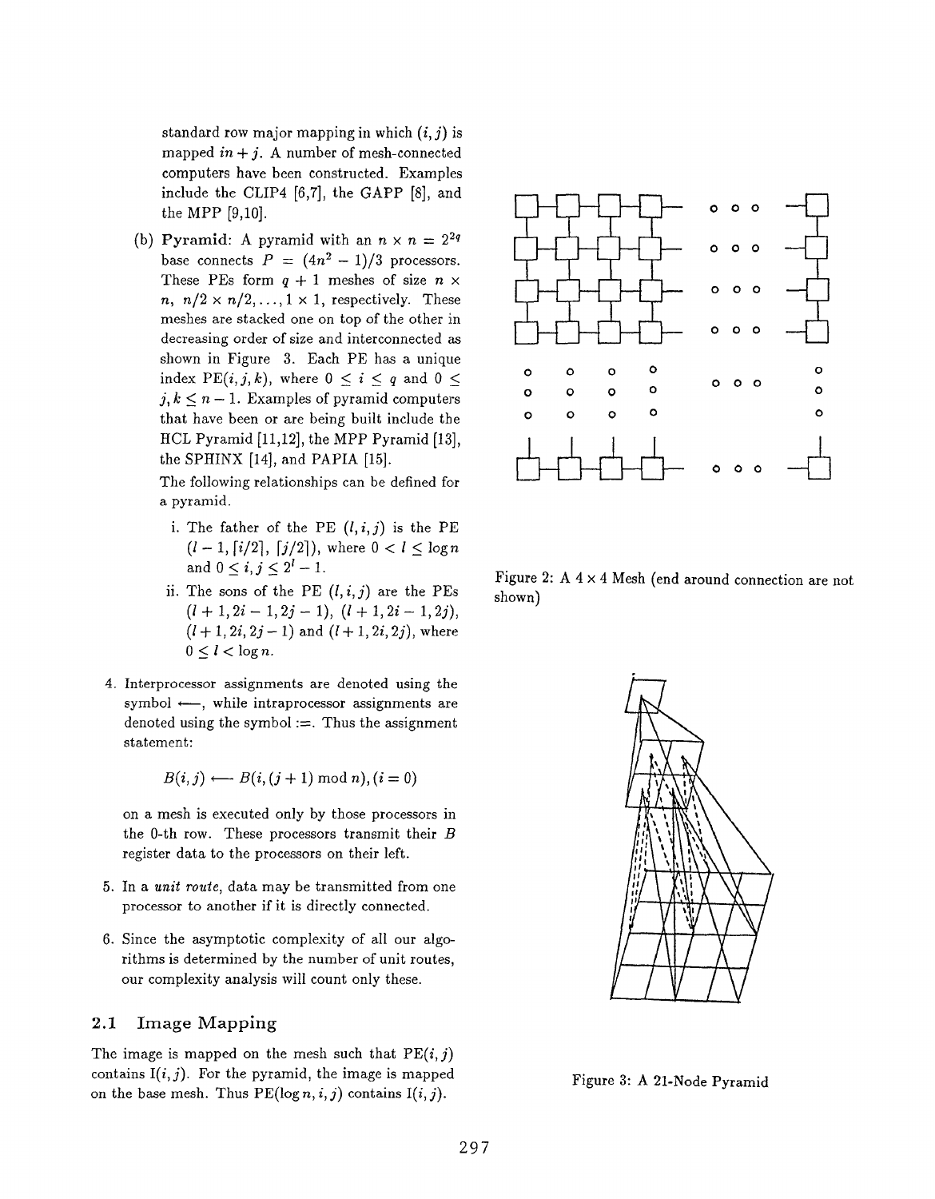standard row major mapping in which $(i, j)$ is mapped $in + j$. A number of mesh-connected computers have been constructed. Examples include the CLIP4 [6,7], the GAPP [8], and the MPP [9,10].

(b) **Pyramid**: A pyramid with an $n \times n = 2^{2q}$ base connects $P = (4n^2 - 1)/3$ processors. These PEs form $q + 1$ meshes of size $n \times n$, $n/2 \times n/2, \ldots, 1 \times 1$, respectively. These meshes are stacked one on top of the other in decreasing order of size and interconnected as shown in Figure 3. Each PE has a unique index PE$(i, j, k)$, where $0 \leq i \leq q$ and $0 \leq j, k \leq n - 1$. Examples of pyramid computers that have been or are being built include the HCL Pyramid [11,12], the MPP Pyramid [13], the SPHINX [14], and PAPIA [15].

The following relationships can be defined for a pyramid.

i. The father of the PE $(l, i, j)$ is the PE $(l - 1, \lceil i/2 \rceil, \lceil j/2 \rceil)$, where $0 < l \leq \log n$ and $0 \leq i, j \leq 2^l - 1$.

ii. The sons of the PE $(l, i, j)$ are the PEs $(l + 1, 2i - 1, 2j - 1)$, $(l + 1, 2i - 1, 2j)$, $(l + 1, 2i, 2j - 1)$ and $(l + 1, 2i, 2j)$, where $0 \leq l < \log n$.

4. Interprocessor assignments are denoted using the symbol $\longleftarrow$, while intraprocessor assignments are denoted using the symbol $:=$. Thus the assignment statement:

$$B(i, j) \longleftarrow B(i, (j + 1) \bmod n), (i = 0)$$

on a mesh is executed only by those processors in the 0-th row. These processors transmit their $B$ register data to the processors on their left.

5. In a *unit route*, data may be transmitted from one processor to another if it is directly connected.

6. Since the asymptotic complexity of all our algorithms is determined by the number of unit routes, our complexity analysis will count only these.

## 2.1 Image Mapping

The image is mapped on the mesh such that PE$(i, j)$ contains I$(i, j)$. For the pyramid, the image is mapped on the base mesh. Thus PE$(\log n, i, j)$ contains I$(i, j)$.

Figure 2: A $4 \times 4$ Mesh (end around connection are not shown)

Figure 3: A 21-Node Pyramid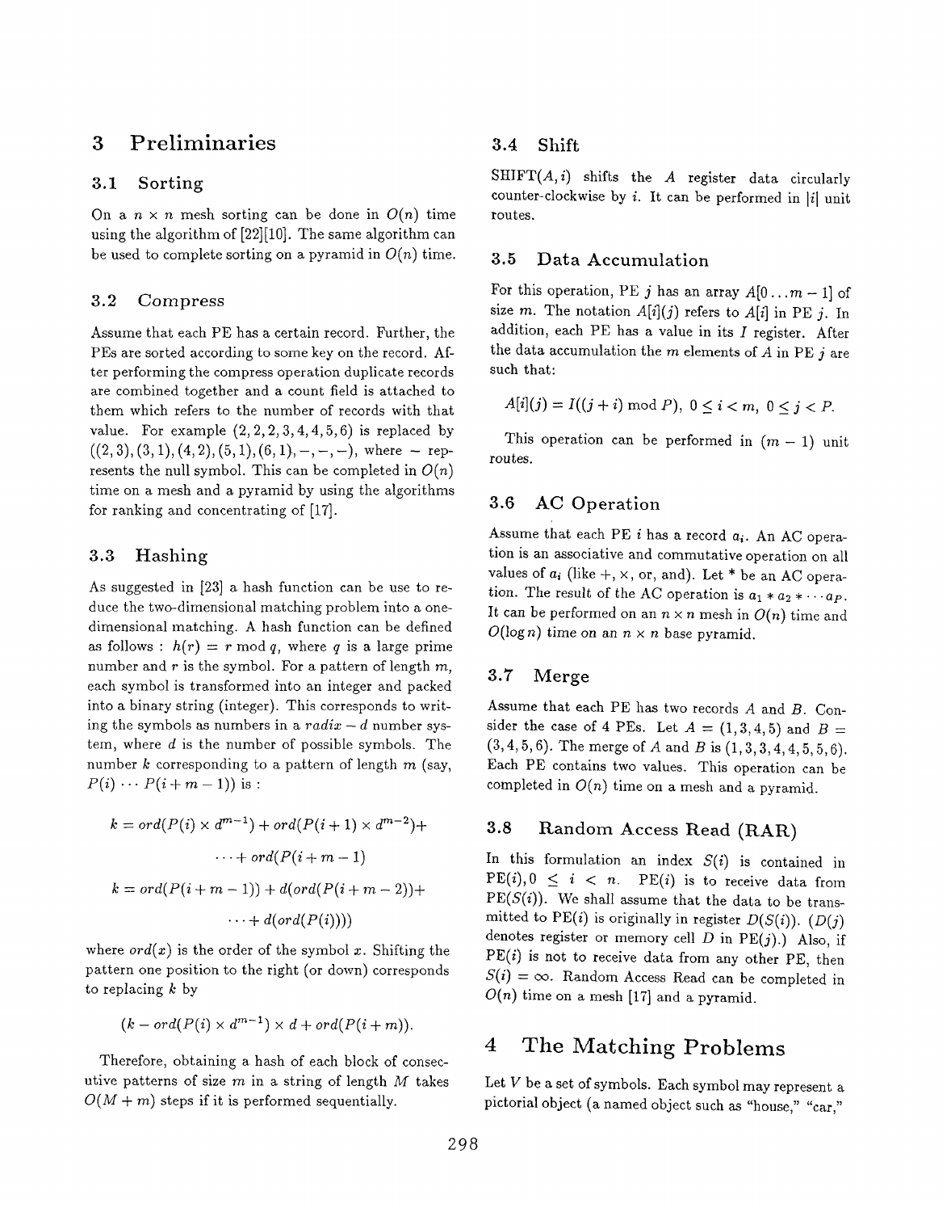# 3 Preliminaries

## 3.1 Sorting

On a $n \times n$ mesh sorting can be done in $O(n)$ time using the algorithm of [22][10]. The same algorithm can be used to complete sorting on a pyramid in $O(n)$ time.

## 3.2 Compress

Assume that each PE has a certain record. Further, the PEs are sorted according to some key on the record. After performing the compress operation duplicate records are combined together and a count field is attached to them which refers to the number of records with that value. For example $(2, 2, 2, 3, 4, 4, 5, 6)$ is replaced by $((2, 3), (3, 1), (4, 2), (5, 1), (6, 1), -, -, -)$, where $-$ represents the null symbol. This can be completed in $O(n)$ time on a mesh and a pyramid by using the algorithms for ranking and concentrating of [17].

## 3.3 Hashing

As suggested in [23] a hash function can be use to reduce the two-dimensional matching problem into a one-dimensional matching. A hash function can be defined as follows : $h(r) = r \bmod q$, where $q$ is a large prime number and $r$ is the symbol. For a pattern of length $m$, each symbol is transformed into an integer and packed into a binary string (integer). This corresponds to writing the symbols as numbers in a *radix* $- d$ number system, where $d$ is the number of possible symbols. The number $k$ corresponding to a pattern of length $m$ (say, $P(i) \cdots P(i+m-1)$) is :

$$k = ord(P(i) \times d^{m-1}) + ord(P(i+1) \times d^{m-2}) + \cdots + ord(P(i+m-1)$$

$$k = ord(P(i+m-1)) + d(ord(P(i+m-2)) + \cdots + d(ord(P(i))))$$

where $ord(x)$ is the order of the symbol $x$. Shifting the pattern one position to the right (or down) corresponds to replacing $k$ by

$$(k - ord(P(i) \times d^{m-1}) \times d + ord(P(i+m)).$$

Therefore, obtaining a hash of each block of consecutive patterns of size $m$ in a string of length $M$ takes $O(M+m)$ steps if it is performed sequentially.

## 3.4 Shift

SHIFT$(A, i)$ shifts the $A$ register data circularly counter-clockwise by $i$. It can be performed in $|i|$ unit routes.

## 3.5 Data Accumulation

For this operation, PE $j$ has an array $A[0 \ldots m-1]$ of size $m$. The notation $A[i](j)$ refers to $A[i]$ in PE $j$. In addition, each PE has a value in its $I$ register. After the data accumulation the $m$ elements of $A$ in PE $j$ are such that:

$$A[i](j) = I((j+i) \bmod P), \; 0 \leq i < m, \; 0 \leq j < P.$$

This operation can be performed in $(m-1)$ unit routes.

## 3.6 AC Operation

Assume that each PE $i$ has a record $a_i$. An AC operation is an associative and commutative operation on all values of $a_i$ (like $+, \times$, or, and). Let $*$ be an AC operation. The result of the AC operation is $a_1 * a_2 * \cdots a_P$. It can be performed on an $n \times n$ mesh in $O(n)$ time and $O(\log n)$ time on an $n \times n$ base pyramid.

## 3.7 Merge

Assume that each PE has two records $A$ and $B$. Consider the case of 4 PEs. Let $A = (1, 3, 4, 5)$ and $B = (3, 4, 5, 6)$. The merge of $A$ and $B$ is $(1, 3, 3, 4, 4, 5, 5, 6)$. Each PE contains two values. This operation can be completed in $O(n)$ time on a mesh and a pyramid.

## 3.8 Random Access Read (RAR)

In this formulation an index $S(i)$ is contained in PE$(i), 0 \leq i < n$. PE$(i)$ is to receive data from PE$(S(i))$. We shall assume that the data to be transmitted to PE$(i)$ is originally in register $D(S(i))$. ($D(j)$ denotes register or memory cell $D$ in PE$(j)$.) Also, if PE$(i)$ is not to receive data from any other PE, then $S(i) = \infty$. Random Access Read can be completed in $O(n)$ time on a mesh [17] and a pyramid.

# 4 The Matching Problems

Let $V$ be a set of symbols. Each symbol may represent a pictorial object (a named object such as "house," "car,"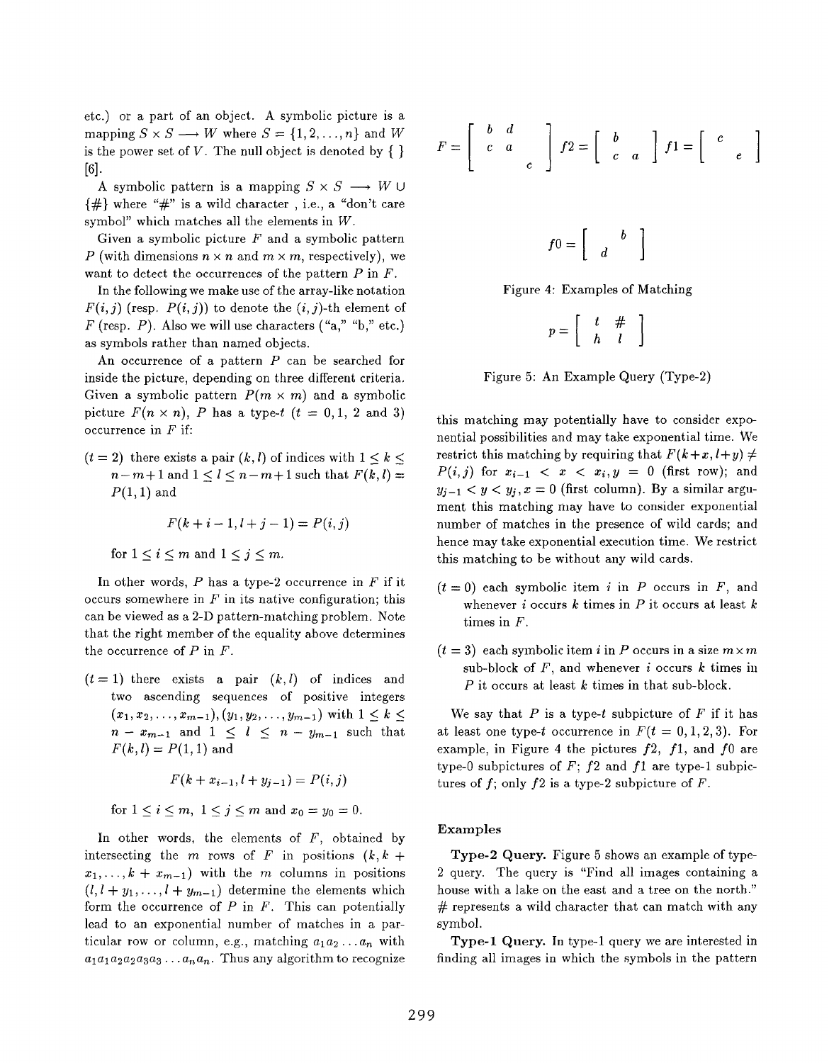etc.) or a part of an object. A symbolic picture is a mapping $S \times S \longrightarrow W$ where $S = \{1, 2, \ldots, n\}$ and $W$ is the power set of $V$. The null object is denoted by $\{\ \}$ [6].

A symbolic pattern is a mapping $S \times S \longrightarrow W \cup \{\#\}$ where "#" is a wild character , i.e., a "don't care symbol" which matches all the elements in $W$.

Given a symbolic picture $F$ and a symbolic pattern $P$ (with dimensions $n \times n$ and $m \times m$, respectively), we want to detect the occurrences of the pattern $P$ in $F$.

In the following we make use of the array-like notation $F(i,j)$ (resp. $P(i,j)$) to denote the $(i,j)$-th element of $F$ (resp. $P$). Also we will use characters ("a," "b," etc.) as symbols rather than named objects.

An occurrence of a pattern $P$ can be searched for inside the picture, depending on three different criteria. Given a symbolic pattern $P(m \times m)$ and a symbolic picture $F(n \times n)$, $P$ has a type-$t$ ($t = 0, 1, 2$ and $3$) occurrence in $F$ if:

($t = 2$) there exists a pair $(k,l)$ of indices with $1 \leq k \leq n-m+1$ and $1 \leq l \leq n-m+1$ such that $F(k,l) = P(1,1)$ and

$$F(k+i-1, l+j-1) = P(i,j)$$

for $1 \leq i \leq m$ and $1 \leq j \leq m$.

In other words, $P$ has a type-2 occurrence in $F$ if it occurs somewhere in $F$ in its native configuration; this can be viewed as a 2-D pattern-matching problem. Note that the right member of the equality above determines the occurrence of $P$ in $F$.

($t = 1$) there exists a pair $(k,l)$ of indices and two ascending sequences of positive integers $(x_1, x_2, \ldots, x_{m-1}), (y_1, y_2, \ldots, y_{m-1})$ with $1 \leq k \leq n - x_{m-1}$ and $1 \leq l \leq n - y_{m-1}$ such that $F(k,l) = P(1,1)$ and

$$F(k + x_{i-1}, l + y_{j-1}) = P(i,j)$$

for $1 \leq i \leq m$, $1 \leq j \leq m$ and $x_0 = y_0 = 0$.

In other words, the elements of $F$, obtained by intersecting the $m$ rows of $F$ in positions $(k, k + x_1, \ldots, k + x_{m-1})$ with the $m$ columns in positions $(l, l + y_1, \ldots, l + y_{m-1})$ determine the elements which form the occurrence of $P$ in $F$. This can potentially lead to an exponential number of matches in a particular row or column, e.g., matching $a_1 a_2 \ldots a_n$ with $a_1 a_1 a_2 a_2 a_3 a_3 \ldots a_n a_n$. Thus any algorithm to recognize this matching may potentially have to consider exponential possibilities and may take exponential time. We restrict this matching by requiring that $F(k+x, l+y) \neq P(i,j)$ for $x_{i-1} < x < x_i, y = 0$ (first row); and $y_{j-1} < y < y_j, x = 0$ (first column). By a similar argument this matching may have to consider exponential number of matches in the presence of wild cards; and hence may take exponential execution time. We restrict this matching to be without any wild cards.

($t = 0$) each symbolic item $i$ in $P$ occurs in $F$, and whenever $i$ occurs $k$ times in $P$ it occurs at least $k$ times in $F$.

($t = 3$) each symbolic item $i$ in $P$ occurs in a size $m \times m$ sub-block of $F$, and whenever $i$ occurs $k$ times in $P$ it occurs at least $k$ times in that sub-block.

$$F = \begin{bmatrix} b & d & \\ c & a & \\ & & e \end{bmatrix} \quad f2 = \begin{bmatrix} b & \\ c & a \end{bmatrix} \quad f1 = \begin{bmatrix} c & \\ & e \end{bmatrix}$$

$$f0 = \begin{bmatrix} & b \\ d & \end{bmatrix}$$

Figure 4: Examples of Matching

$$p = \begin{bmatrix} t & \# \\ h & l \end{bmatrix}$$

Figure 5: An Example Query (Type-2)

We say that $P$ is a type-$t$ subpicture of $F$ if it has at least one type-$t$ occurrence in $F(t = 0, 1, 2, 3)$. For example, in Figure 4 the pictures $f2$, $f1$, and $f0$ are type-0 subpictures of $F$; $f2$ and $f1$ are type-1 subpictures of $f$; only $f2$ is a type-2 subpicture of $F$.

### Examples

**Type-2 Query.** Figure 5 shows an example of type-2 query. The query is "Find all images containing a house with a lake on the east and a tree on the north." # represents a wild character that can match with any symbol.

**Type-1 Query.** In type-1 query we are interested in finding all images in which the symbols in the pattern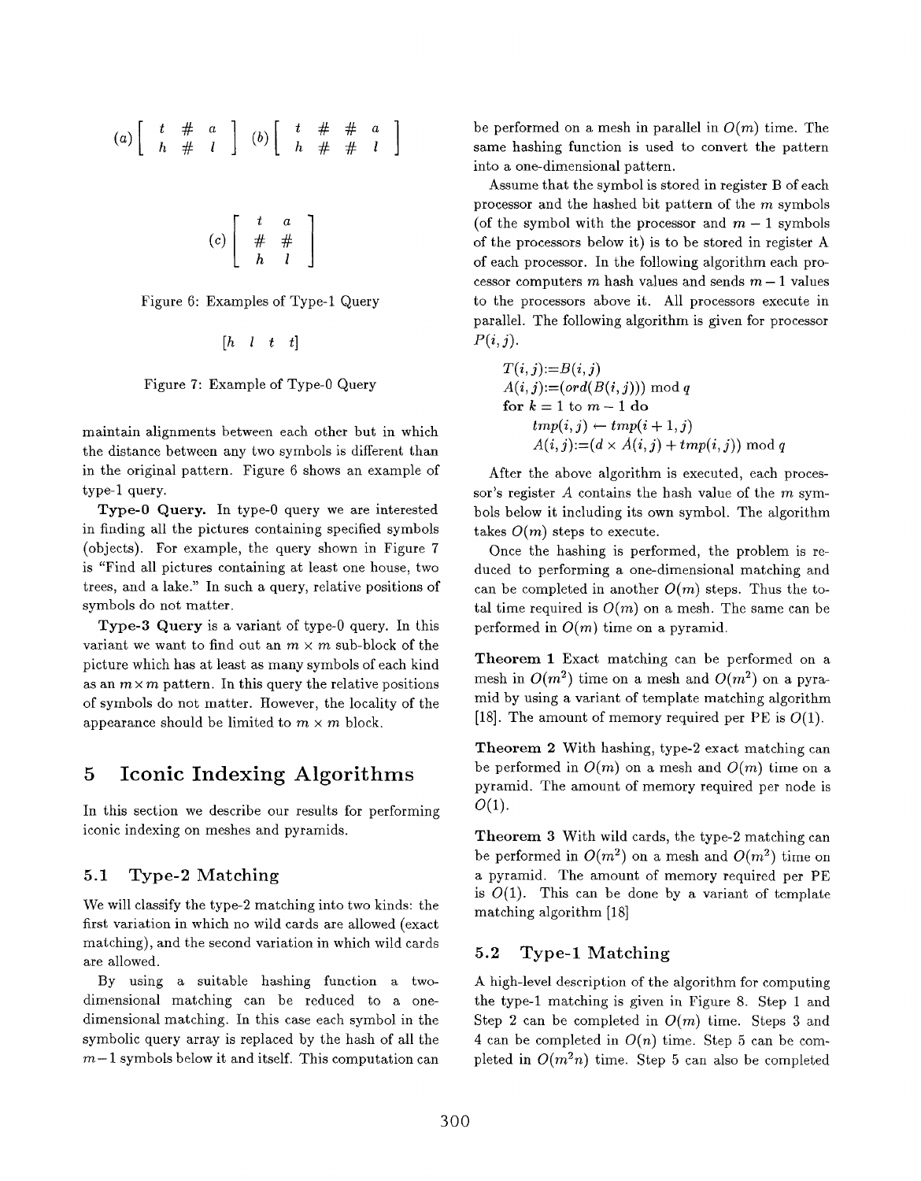$$(a)\begin{bmatrix} t & \# & a \\ h & \# & l \end{bmatrix} \quad (b)\begin{bmatrix} t & \# & \# & a \\ h & \# & \# & l \end{bmatrix}$$

$$(c)\begin{bmatrix} t & a \\ \# & \# \\ h & l \end{bmatrix}$$

Figure 6: Examples of Type-1 Query

$$[h \quad l \quad t \quad t]$$

Figure 7: Example of Type-0 Query

maintain alignments between each other but in which the distance between any two symbols is different than in the original pattern. Figure 6 shows an example of type-1 query.

**Type-0 Query.** In type-0 query we are interested in finding all the pictures containing specified symbols (objects). For example, the query shown in Figure 7 is "Find all pictures containing at least one house, two trees, and a lake." In such a query, relative positions of symbols do not matter.

**Type-3 Query** is a variant of type-0 query. In this variant we want to find out an $m \times m$ sub-block of the picture which has at least as many symbols of each kind as an $m \times m$ pattern. In this query the relative positions of symbols do not matter. However, the locality of the appearance should be limited to $m \times m$ block.

# 5 Iconic Indexing Algorithms

In this section we describe our results for performing iconic indexing on meshes and pyramids.

## 5.1 Type-2 Matching

We will classify the type-2 matching into two kinds: the first variation in which no wild cards are allowed (exact matching), and the second variation in which wild cards are allowed.

By using a suitable hashing function a two-dimensional matching can be reduced to a one-dimensional matching. In this case each symbol in the symbolic query array is replaced by the hash of all the $m-1$ symbols below it and itself. This computation can be performed on a mesh in parallel in $O(m)$ time. The same hashing function is used to convert the pattern into a one-dimensional pattern.

Assume that the symbol is stored in register B of each processor and the hashed bit pattern of the $m$ symbols (of the symbol with the processor and $m-1$ symbols of the processors below it) is to be stored in register A of each processor. In the following algorithm each processor computers $m$ hash values and sends $m-1$ values to the processors above it. All processors execute in parallel. The following algorithm is given for processor $P(i,j)$.

> $T(i,j) := B(i,j)$
> $A(i,j) := (ord(B(i,j))) \bmod q$
> **for** $k = 1$ to $m-1$ **do**
> &nbsp;&nbsp;&nbsp;&nbsp;$tmp(i,j) \leftarrow tmp(i+1,j)$
> &nbsp;&nbsp;&nbsp;&nbsp;$A(i,j) := (d \times A(i,j) + tmp(i,j)) \bmod q$

After the above algorithm is executed, each processor's register $A$ contains the hash value of the $m$ symbols below it including its own symbol. The algorithm takes $O(m)$ steps to execute.

Once the hashing is performed, the problem is reduced to performing a one-dimensional matching and can be completed in another $O(m)$ steps. Thus the total time required is $O(m)$ on a mesh. The same can be performed in $O(m)$ time on a pyramid.

**Theorem 1** Exact matching can be performed on a mesh in $O(m^2)$ time on a mesh and $O(m^2)$ on a pyramid by using a variant of template matching algorithm [18]. The amount of memory required per PE is $O(1)$.

**Theorem 2** With hashing, type-2 exact matching can be performed in $O(m)$ on a mesh and $O(m)$ time on a pyramid. The amount of memory required per node is $O(1)$.

**Theorem 3** With wild cards, the type-2 matching can be performed in $O(m^2)$ on a mesh and $O(m^2)$ time on a pyramid. The amount of memory required per PE is $O(1)$. This can be done by a variant of template matching algorithm [18]

## 5.2 Type-1 Matching

A high-level description of the algorithm for computing the type-1 matching is given in Figure 8. Step 1 and Step 2 can be completed in $O(m)$ time. Steps 3 and 4 can be completed in $O(n)$ time. Step 5 can be completed in $O(m^2 n)$ time. Step 5 can also be completed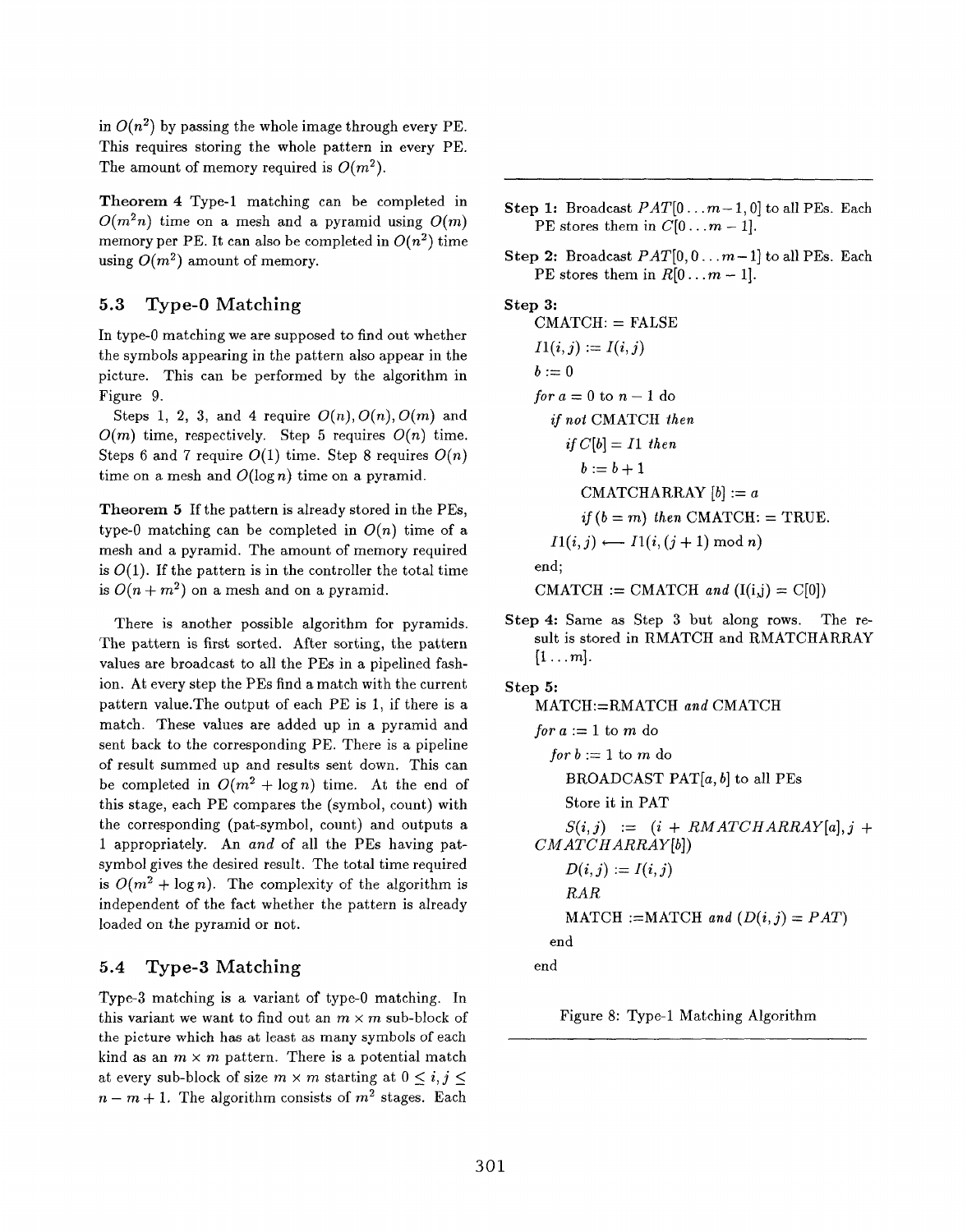in $O(n^2)$ by passing the whole image through every PE. This requires storing the whole pattern in every PE. The amount of memory required is $O(m^2)$.

**Theorem 4** Type-1 matching can be completed in $O(m^2 n)$ time on a mesh and a pyramid using $O(m)$ memory per PE. It can also be completed in $O(n^2)$ time using $O(m^2)$ amount of memory.

### 5.3 Type-0 Matching

In type-0 matching we are supposed to find out whether the symbols appearing in the pattern also appear in the picture. This can be performed by the algorithm in Figure 9.

Steps 1, 2, 3, and 4 require $O(n), O(n), O(m)$ and $O(m)$ time, respectively. Step 5 requires $O(n)$ time. Steps 6 and 7 require $O(1)$ time. Step 8 requires $O(n)$ time on a mesh and $O(\log n)$ time on a pyramid.

**Theorem 5** If the pattern is already stored in the PEs, type-0 matching can be completed in $O(n)$ time of a mesh and a pyramid. The amount of memory required is $O(1)$. If the pattern is in the controller the total time is $O(n + m^2)$ on a mesh and on a pyramid.

There is another possible algorithm for pyramids. The pattern is first sorted. After sorting, the pattern values are broadcast to all the PEs in a pipelined fashion. At every step the PEs find a match with the current pattern value.The output of each PE is 1, if there is a match. These values are added up in a pyramid and sent back to the corresponding PE. There is a pipeline of result summed up and results sent down. This can be completed in $O(m^2 + \log n)$ time. At the end of this stage, each PE compares the (symbol, count) with the corresponding (pat-symbol, count) and outputs a 1 appropriately. An *and* of all the PEs having pat-symbol gives the desired result. The total time required is $O(m^2 + \log n)$. The complexity of the algorithm is independent of the fact whether the pattern is already loaded on the pyramid or not.

### 5.4 Type-3 Matching

Type-3 matching is a variant of type-0 matching. In this variant we want to find out an $m \times m$ sub-block of the picture which has at least as many symbols of each kind as an $m \times m$ pattern. There is a potential match at every sub-block of size $m \times m$ starting at $0 \leq i, j \leq n - m + 1$. The algorithm consists of $m^2$ stages. Each

---

**Step 1:** Broadcast $PAT[0 \ldots m-1, 0]$ to all PEs. Each PE stores them in $C[0 \ldots m-1]$.

**Step 2:** Broadcast $PAT[0, 0 \ldots m-1]$ to all PEs. Each PE stores them in $R[0 \ldots m-1]$.

**Step 3:**

CMATCH: = FALSE

$I1(i,j) := I(i,j)$

$b := 0$

*for* $a = 0$ to $n-1$ do

&nbsp;&nbsp;*if not* CMATCH *then*

&nbsp;&nbsp;&nbsp;&nbsp;*if* $C[b] = I1$ *then*

&nbsp;&nbsp;&nbsp;&nbsp;&nbsp;&nbsp;$b := b + 1$

&nbsp;&nbsp;&nbsp;&nbsp;&nbsp;&nbsp;CMATCHARRAY $[b] := a$

&nbsp;&nbsp;&nbsp;&nbsp;&nbsp;&nbsp;*if* $(b = m)$ *then* CMATCH: = TRUE.

&nbsp;&nbsp;$I1(i,j) \longleftarrow I1(i, (j+1) \bmod n)$

end;

CMATCH := CMATCH *and* (I(i,j) = C[0])

**Step 4:** Same as Step 3 but along rows. The result is stored in RMATCH and RMATCHARRAY $[1 \ldots m]$.

**Step 5:**

MATCH:=RMATCH *and* CMATCH

*for* $a := 1$ to $m$ do

&nbsp;&nbsp;*for* $b := 1$ to $m$ do

&nbsp;&nbsp;&nbsp;&nbsp;BROADCAST PAT$[a,b]$ to all PEs

&nbsp;&nbsp;&nbsp;&nbsp;Store it in PAT

&nbsp;&nbsp;&nbsp;&nbsp;$S(i,j) := (i + RMATCHARRAY[a], j + CMATCHARRAY[b])$

&nbsp;&nbsp;&nbsp;&nbsp;$D(i,j) := I(i,j)$

&nbsp;&nbsp;&nbsp;&nbsp;*RAR*

&nbsp;&nbsp;&nbsp;&nbsp;MATCH :=MATCH *and* $(D(i,j) = PAT)$

&nbsp;&nbsp;end

end

Figure 8: Type-1 Matching Algorithm

---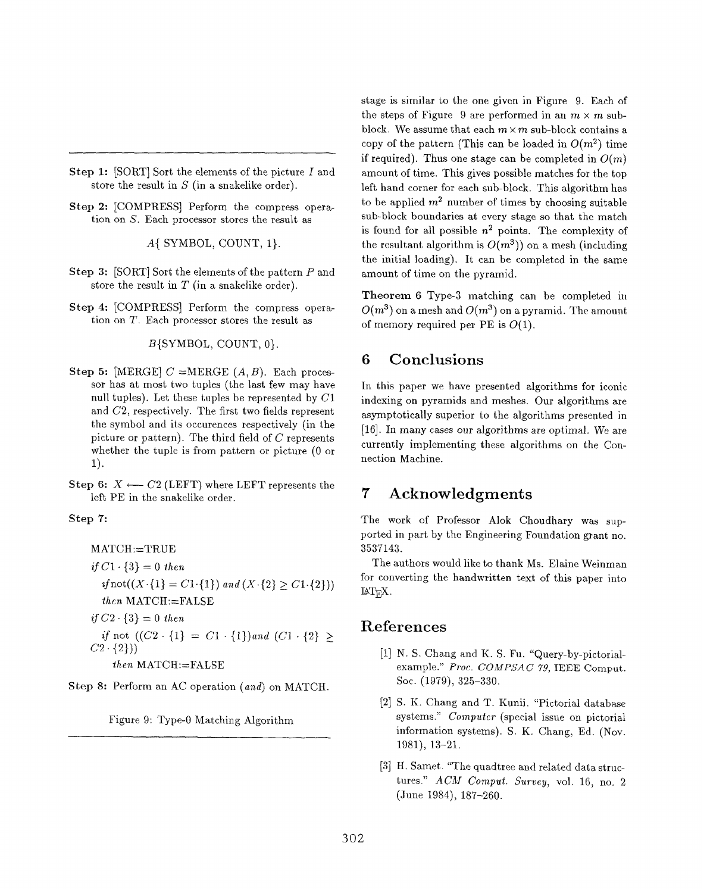**Step 1:** [SORT] Sort the elements of the picture $I$ and store the result in $S$ (in a snakelike order).

**Step 2:** [COMPRESS] Perform the compress operation on $S$. Each processor stores the result as

$$A\{\text{ SYMBOL, COUNT, 1}\}.$$

**Step 3:** [SORT] Sort the elements of the pattern $P$ and store the result in $T$ (in a snakelike order).

**Step 4:** [COMPRESS] Perform the compress operation on $T$. Each processor stores the result as

$$B\{\text{SYMBOL, COUNT, 0}\}.$$

**Step 5:** [MERGE] $C$ =MERGE $(A, B)$. Each processor has at most two tuples (the last few may have null tuples). Let these tuples be represented by $C1$ and $C2$, respectively. The first two fields represent the symbol and its occurences respectively (in the picture or pattern). The third field of $C$ represents whether the tuple is from pattern or picture (0 or 1).

**Step 6:** $X \longleftarrow C2$ (LEFT) where LEFT represents the left PE in the snakelike order.

**Step 7:**

MATCH:=TRUE

*if* $C1 \cdot \{3\} = 0$ *then*

*if* not$((X \cdot \{1\} = C1 \cdot \{1\})$ *and* $(X \cdot \{2\} \geq C1 \cdot \{2\}))$

*then* MATCH:=FALSE

*if* $C2 \cdot \{3\} = 0$ *then*

*if* not $((C2 \cdot \{1\} = C1 \cdot \{1\})$*and* $(C1 \cdot \{2\} \geq C2 \cdot \{2\}))$

*then* MATCH:=FALSE

**Step 8:** Perform an AC operation (*and*) on MATCH.

Figure 9: Type-0 Matching Algorithm

stage is similar to the one given in Figure 9. Each of the steps of Figure 9 are performed in an $m \times m$ sub-block. We assume that each $m \times m$ sub-block contains a copy of the pattern (This can be loaded in $O(m^2)$ time if required). Thus one stage can be completed in $O(m)$ amount of time. This gives possible matches for the top left hand corner for each sub-block. This algorithm has to be applied $m^2$ number of times by choosing suitable sub-block boundaries at every stage so that the match is found for all possible $n^2$ points. The complexity of the resultant algorithm is $O(m^3)$) on a mesh (including the initial loading). It can be completed in the same amount of time on the pyramid.

**Theorem 6** Type-3 matching can be completed in $O(m^3)$ on a mesh and $O(m^3)$ on a pyramid. The amount of memory required per PE is $O(1)$.

## 6 Conclusions

In this paper we have presented algorithms for iconic indexing on pyramids and meshes. Our algorithms are asymptotically superior to the algorithms presented in [16]. In many cases our algorithms are optimal. We are currently implementing these algorithms on the Connection Machine.

## 7 Acknowledgments

The work of Professor Alok Choudhary was supported in part by the Engineering Foundation grant no. 3537143.

The authors would like to thank Ms. Elaine Weinman for converting the handwritten text of this paper into LaTeX.

## References

[1] N. S. Chang and K. S. Fu. "Query-by-pictorial-example." *Proc. COMPSAC 79*, IEEE Comput. Soc. (1979), 325-330.

[2] S. K. Chang and T. Kunii. "Pictorial database systems." *Computer* (special issue on pictorial information systems). S. K. Chang, Ed. (Nov. 1981), 13-21.

[3] H. Samet. "The quadtree and related data structures." *ACM Comput. Survey*, vol. 16, no. 2 (June 1984), 187-260.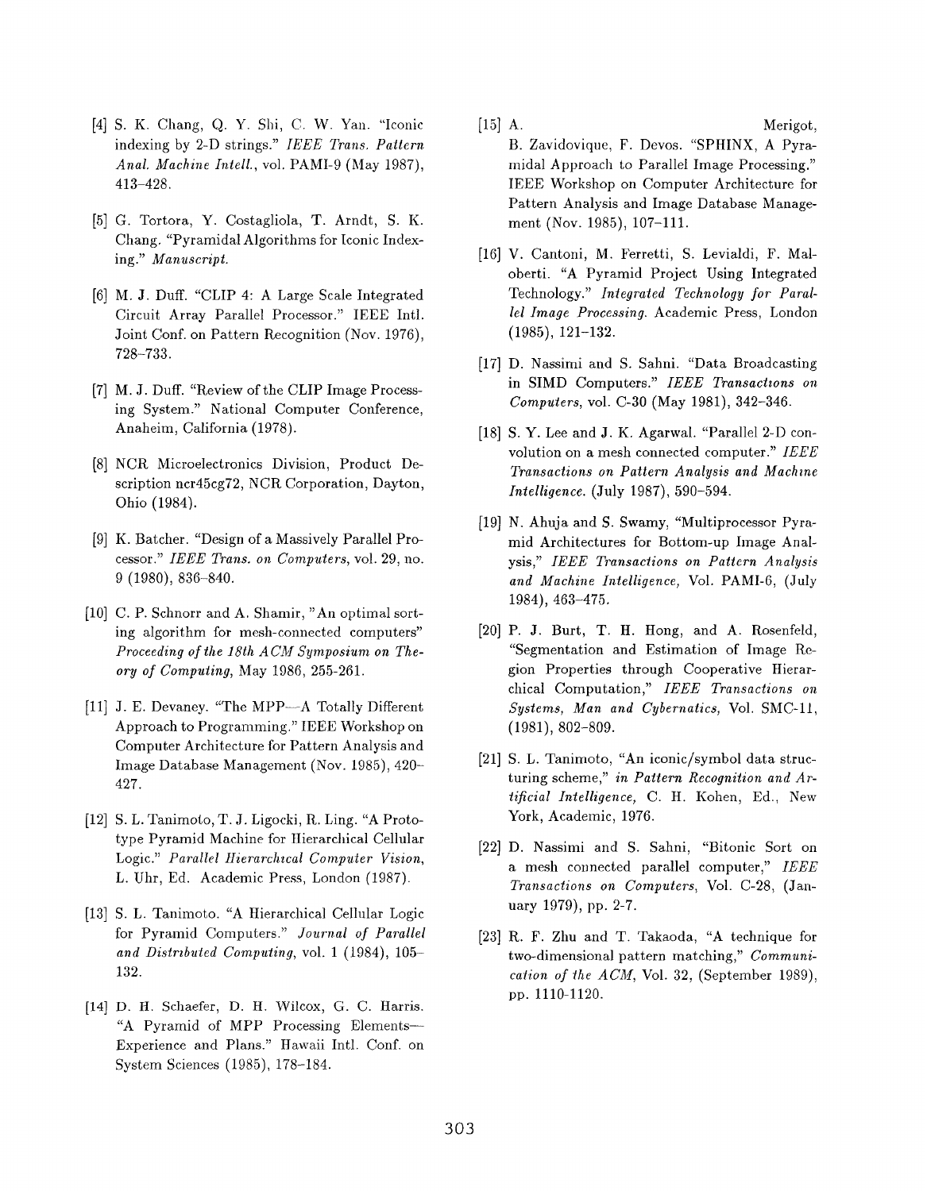[4] S. K. Chang, Q. Y. Shi, C. W. Yan. "Iconic indexing by 2-D strings." *IEEE Trans. Pattern Anal. Machine Intell.*, vol. PAMI-9 (May 1987), 413–428.

[5] G. Tortora, Y. Costagliola, T. Arndt, S. K. Chang. "Pyramidal Algorithms for Iconic Indexing." *Manuscript.*

[6] M. J. Duff. "CLIP 4: A Large Scale Integrated Circuit Array Parallel Processor." IEEE Intl. Joint Conf. on Pattern Recognition (Nov. 1976), 728–733.

[7] M. J. Duff. "Review of the CLIP Image Processing System." National Computer Conference, Anaheim, California (1978).

[8] NCR Microelectronics Division, Product Description ncr45cg72, NCR Corporation, Dayton, Ohio (1984).

[9] K. Batcher. "Design of a Massively Parallel Processor." *IEEE Trans. on Computers*, vol. 29, no. 9 (1980), 836–840.

[10] C. P. Schnorr and A. Shamir, "An optimal sorting algorithm for mesh-connected computers" *Proceeding of the 18th ACM Symposium on Theory of Computing*, May 1986, 255-261.

[11] J. E. Devaney. "The MPP—A Totally Different Approach to Programming." IEEE Workshop on Computer Architecture for Pattern Analysis and Image Database Management (Nov. 1985), 420–427.

[12] S. L. Tanimoto, T. J. Ligocki, R. Ling. "A Prototype Pyramid Machine for Hierarchical Cellular Logic." *Parallel Hierarchical Computer Vision*, L. Uhr, Ed. Academic Press, London (1987).

[13] S. L. Tanimoto. "A Hierarchical Cellular Logic for Pyramid Computers." *Journal of Parallel and Distributed Computing*, vol. 1 (1984), 105–132.

[14] D. H. Schaefer, D. H. Wilcox, G. C. Harris. "A Pyramid of MPP Processing Elements—Experience and Plans." Hawaii Intl. Conf. on System Sciences (1985), 178–184.

[15] A. Merigot, B. Zavidovique, F. Devos. "SPHINX, A Pyramidal Approach to Parallel Image Processing." IEEE Workshop on Computer Architecture for Pattern Analysis and Image Database Management (Nov. 1985), 107–111.

[16] V. Cantoni, M. Ferretti, S. Levialdi, F. Maloberti. "A Pyramid Project Using Integrated Technology." *Integrated Technology for Parallel Image Processing*. Academic Press, London (1985), 121–132.

[17] D. Nassimi and S. Sahni. "Data Broadcasting in SIMD Computers." *IEEE Transactions on Computers*, vol. C-30 (May 1981), 342–346.

[18] S. Y. Lee and J. K. Agarwal. "Parallel 2-D convolution on a mesh connected computer." *IEEE Transactions on Pattern Analysis and Machine Intelligence*. (July 1987), 590–594.

[19] N. Ahuja and S. Swamy, "Multiprocessor Pyramid Architectures for Bottom-up Image Analysis," *IEEE Transactions on Pattern Analysis and Machine Intelligence,* Vol. PAMI-6, (July 1984), 463–475.

[20] P. J. Burt, T. H. Hong, and A. Rosenfeld, "Segmentation and Estimation of Image Region Properties through Cooperative Hierarchical Computation," *IEEE Transactions on Systems, Man and Cybernatics,* Vol. SMC-11, (1981), 802–809.

[21] S. L. Tanimoto, "An iconic/symbol data structuring scheme," *in Pattern Recognition and Artificial Intelligence,* C. H. Kohen, Ed., New York, Academic, 1976.

[22] D. Nassimi and S. Sahni, "Bitonic Sort on a mesh connected parallel computer," *IEEE Transactions on Computers*, Vol. C-28, (January 1979), pp. 2-7.

[23] R. F. Zhu and T. Takaoda, "A technique for two-dimensional pattern matching," *Communication of the ACM*, Vol. 32, (September 1989), pp. 1110-1120.